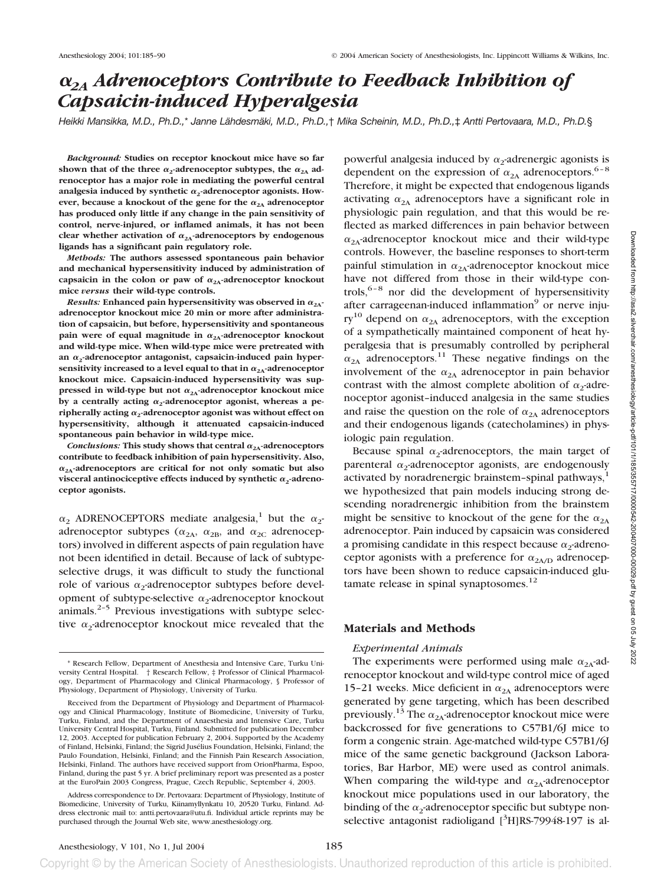# $\alpha_{2A}$ Adrenoceptors Contribute to Feedback Inhibition of Capsaicin-induced Hyperalgesia

*Heikki Mansikka, M.D., Ph.D.,\* Janne Lähdesmäki, M.D., Ph.D.,† Mika Scheinin, M.D., Ph.D.,‡ Antti Pertovaara, M.D., Ph.D.§*

***Background:*** **Studies on receptor knockout mice have so far shown that of the three $\alpha_2$-adrenoceptor subtypes, the $\alpha_{2A}$ adrenoceptor has a major role in mediating the powerful central analgesia induced by synthetic $\alpha_2$-adrenoceptor agonists. However, because a knockout of the gene for the $\alpha_{2A}$ adrenoceptor has produced only little if any change in the pain sensitivity of control, nerve-injured, or inflamed animals, it has not been clear whether activation of $\alpha_{2A}$-adrenoceptors by endogenous ligands has a significant pain regulatory role.**

***Methods:*** **The authors assessed spontaneous pain behavior and mechanical hypersensitivity induced by administration of capsaicin in the colon or paw of $\alpha_{2A}$-adrenoceptor knockout mice *versus* their wild-type controls.**

***Results:*** **Enhanced pain hypersensitivity was observed in $\alpha_{2A}$-adrenoceptor knockout mice 20 min or more after administration of capsaicin, but before, hypersensitivity and spontaneous pain were of equal magnitude in $\alpha_{2A}$-adrenoceptor knockout and wild-type mice. When wild-type mice were pretreated with an $\alpha_2$-adrenoceptor antagonist, capsaicin-induced pain hypersensitivity increased to a level equal to that in $\alpha_{2A}$-adrenoceptor knockout mice. Capsaicin-induced hypersensitivity was suppressed in wild-type but not $\alpha_{2A}$-adrenoceptor knockout mice by a centrally acting $\alpha_2$-adrenoceptor agonist, whereas a peripherally acting $\alpha_2$-adrenoceptor agonist was without effect on hypersensitivity, although it attenuated capsaicin-induced spontaneous pain behavior in wild-type mice.**

***Conclusions:*** **This study shows that central $\alpha_{2A}$-adrenoceptors contribute to feedback inhibition of pain hypersensitivity. Also, $\alpha_{2A}$-adrenoceptors are critical for not only somatic but also visceral antinociceptive effects induced by synthetic $\alpha_2$-adrenoceptor agonists.**

$\alpha_2$ ADRENOCEPTORS mediate analgesia,[1] but the $\alpha_2$-adrenoceptor subtypes ($\alpha_{2A}$, $\alpha_{2B}$, and $\alpha_{2C}$ adrenoceptors) involved in different aspects of pain regulation have not been identified in detail. Because of lack of subtype-selective drugs, it was difficult to study the functional role of various $\alpha_2$-adrenoceptor subtypes before development of subtype-selective $\alpha_2$-adrenoceptor knockout animals.[2–5] Previous investigations with subtype selective $\alpha_2$-adrenoceptor knockout mice revealed that the powerful analgesia induced by $\alpha_2$-adrenergic agonists is dependent on the expression of $\alpha_{2A}$ adrenoceptors.[6–8] Therefore, it might be expected that endogenous ligands activating $\alpha_{2A}$ adrenoceptors have a significant role in physiologic pain regulation, and that this would be reflected as marked differences in pain behavior between $\alpha_{2A}$-adrenoceptor knockout mice and their wild-type controls. However, the baseline responses to short-term painful stimulation in $\alpha_{2A}$-adrenoceptor knockout mice have not differed from those in their wild-type controls,[6–8] nor did the development of hypersensitivity after carrageenan-induced inflammation[9] or nerve injury[10] depend on $\alpha_{2A}$ adrenoceptors, with the exception of a sympathetically maintained component of heat hyperalgesia that is presumably controlled by peripheral $\alpha_{2A}$ adrenoceptors.[11] These negative findings on the involvement of the $\alpha_{2A}$ adrenoceptor in pain behavior contrast with the almost complete abolition of $\alpha_2$-adrenoceptor agonist–induced analgesia in the same studies and raise the question on the role of $\alpha_{2A}$ adrenoceptors and their endogenous ligands (catecholamines) in physiologic pain regulation.

Because spinal $\alpha_2$-adrenoceptors, the main target of parenteral $\alpha_2$-adrenoceptor agonists, are endogenously activated by noradrenergic brainstem–spinal pathways,[1] we hypothesized that pain models inducing strong descending noradrenergic inhibition from the brainstem might be sensitive to knockout of the gene for the $\alpha_{2A}$ adrenoceptor. Pain induced by capsaicin was considered a promising candidate in this respect because $\alpha_2$-adrenoceptor agonists with a preference for $\alpha_{2A/D}$ adrenoceptors have been shown to reduce capsaicin-induced glutamate release in spinal synaptosomes.[12]

## Materials and Methods

### *Experimental Animals*

The experiments were performed using male $\alpha_{2A}$-adrenoceptor knockout and wild-type control mice of aged 15–21 weeks. Mice deficient in $\alpha_{2A}$ adrenoceptors were generated by gene targeting, which has been described previously.[13] The $\alpha_{2A}$-adrenoceptor knockout mice were backcrossed for five generations to C57Bl/6J mice to form a congenic strain. Age-matched wild-type C57Bl/6J mice of the same genetic background (Jackson Laboratories, Bar Harbor, ME) were used as control animals. When comparing the wild-type and $\alpha_{2A}$-adrenoceptor knockout mice populations used in our laboratory, the binding of the $\alpha_2$-adrenoceptor specific but subtype nonselective antagonist radioligand [$^3$H]RS-79948-197 is al-

---

\* Research Fellow, Department of Anesthesia and Intensive Care, Turku University Central Hospital. † Research Fellow, ‡ Professor of Clinical Pharmacology, Department of Pharmacology and Clinical Pharmacology, § Professor of Physiology, Department of Physiology, University of Turku.

Received from the Department of Physiology and Department of Pharmacology and Clinical Pharmacology, Institute of Biomedicine, University of Turku, Turku, Finland, and the Department of Anaesthesia and Intensive Care, Turku University Central Hospital, Turku, Finland. Submitted for publication December 12, 2003. Accepted for publication February 2, 2004. Supported by the Academy of Finland, Helsinki, Finland; the Sigrid Jusélius Foundation, Helsinki, Finland; the Paulo Foundation, Helsinki, Finland; and the Finnish Pain Research Association, Helsinki, Finland. The authors have received support from OrionPharma, Espoo, Finland, during the past 5 yr. A brief preliminary report was presented as a poster at the EuroPain 2003 Congress, Prague, Czech Republic, September 4, 2003.

Address correspondence to Dr. Pertovaara: Department of Physiology, Institute of Biomedicine, University of Turku, Kiinamyllynkatu 10, 20520 Turku, Finland. Address electronic mail to: antti.pertovaara@utu.fi. Individual article reprints may be purchased through the Journal Web site, www.anesthesiology.org.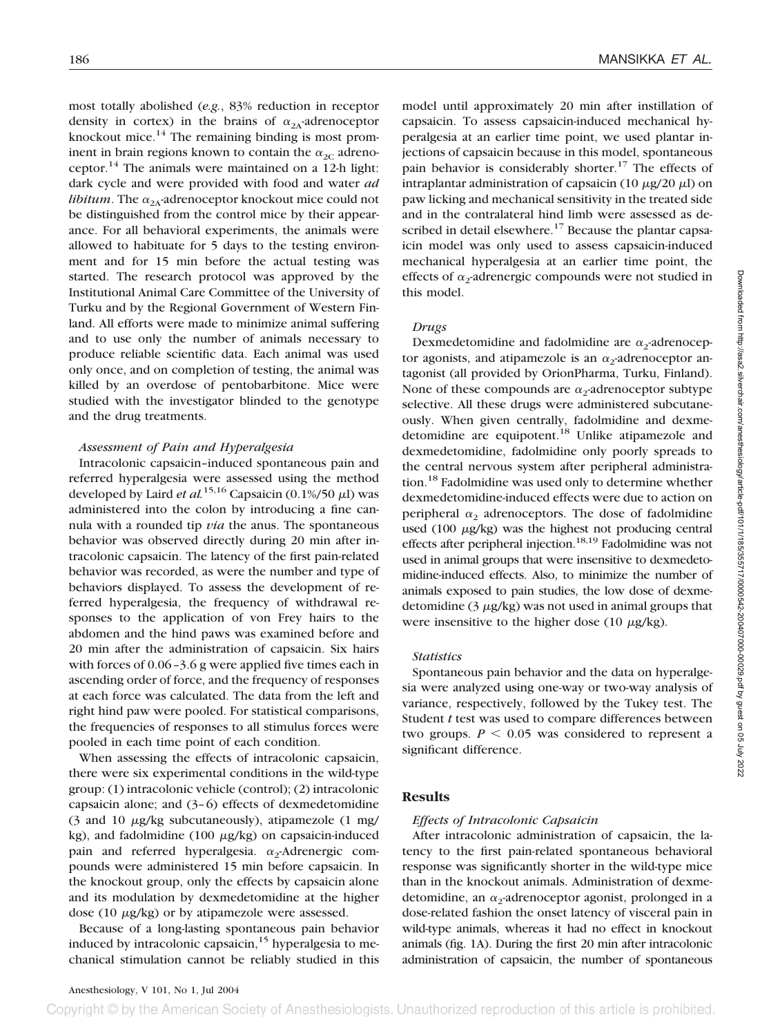most totally abolished (*e.g.*, 83% reduction in receptor density in cortex) in the brains of $\alpha_{2A}$-adrenoceptor knockout mice.[14] The remaining binding is most prominent in brain regions known to contain the $\alpha_{2C}$ adrenoceptor.[14] The animals were maintained on a 12-h light: dark cycle and were provided with food and water *ad libitum*. The $\alpha_{2A}$-adrenoceptor knockout mice could not be distinguished from the control mice by their appearance. For all behavioral experiments, the animals were allowed to habituate for 5 days to the testing environment and for 15 min before the actual testing was started. The research protocol was approved by the Institutional Animal Care Committee of the University of Turku and by the Regional Government of Western Finland. All efforts were made to minimize animal suffering and to use only the number of animals necessary to produce reliable scientific data. Each animal was used only once, and on completion of testing, the animal was killed by an overdose of pentobarbitone. Mice were studied with the investigator blinded to the genotype and the drug treatments.

### *Assessment of Pain and Hyperalgesia*

Intracolonic capsaicin–induced spontaneous pain and referred hyperalgesia were assessed using the method developed by Laird *et al.*[15,16] Capsaicin (0.1%/50 μl) was administered into the colon by introducing a fine cannula with a rounded tip *via* the anus. The spontaneous behavior was observed directly during 20 min after intracolonic capsaicin. The latency of the first pain-related behavior was recorded, as were the number and type of behaviors displayed. To assess the development of referred hyperalgesia, the frequency of withdrawal responses to the application of von Frey hairs to the abdomen and the hind paws was examined before and 20 min after the administration of capsaicin. Six hairs with forces of 0.06–3.6 g were applied five times each in ascending order of force, and the frequency of responses at each force was calculated. The data from the left and right hind paw were pooled. For statistical comparisons, the frequencies of responses to all stimulus forces were pooled in each time point of each condition.

When assessing the effects of intracolonic capsaicin, there were six experimental conditions in the wild-type group: (1) intracolonic vehicle (control); (2) intracolonic capsaicin alone; and (3–6) effects of dexmedetomidine (3 and 10 μg/kg subcutaneously), atipamezole (1 mg/kg), and fadolmidine (100 μg/kg) on capsaicin-induced pain and referred hyperalgesia. $\alpha_2$-Adrenergic compounds were administered 15 min before capsaicin. In the knockout group, only the effects by capsaicin alone and its modulation by dexmedetomidine at the higher dose (10 μg/kg) or by atipamezole were assessed.

Because of a long-lasting spontaneous pain behavior induced by intracolonic capsaicin,[15] hyperalgesia to mechanical stimulation cannot be reliably studied in this model until approximately 20 min after instillation of capsaicin. To assess capsaicin-induced mechanical hyperalgesia at an earlier time point, we used plantar injections of capsaicin because in this model, spontaneous pain behavior is considerably shorter.[17] The effects of intraplantar administration of capsaicin (10 μg/20 μl) on paw licking and mechanical sensitivity in the treated side and in the contralateral hind limb were assessed as described in detail elsewhere.[17] Because the plantar capsaicin model was only used to assess capsaicin-induced mechanical hyperalgesia at an earlier time point, the effects of $\alpha_2$-adrenergic compounds were not studied in this model.

### *Drugs*

Dexmedetomidine and fadolmidine are $\alpha_2$-adrenoceptor agonists, and atipamezole is an $\alpha_2$-adrenoceptor antagonist (all provided by OrionPharma, Turku, Finland). None of these compounds are $\alpha_2$-adrenoceptor subtype selective. All these drugs were administered subcutaneously. When given centrally, fadolmidine and dexmedetomidine are equipotent.[18] Unlike atipamezole and dexmedetomidine, fadolmidine only poorly spreads to the central nervous system after peripheral administration.[18] Fadolmidine was used only to determine whether dexmedetomidine-induced effects were due to action on peripheral $\alpha_2$ adrenoceptors. The dose of fadolmidine used (100 μg/kg) was the highest not producing central effects after peripheral injection.[18,19] Fadolmidine was not used in animal groups that were insensitive to dexmedetomidine-induced effects. Also, to minimize the number of animals exposed to pain studies, the low dose of dexmedetomidine (3 μg/kg) was not used in animal groups that were insensitive to the higher dose (10 μg/kg).

### *Statistics*

Spontaneous pain behavior and the data on hyperalgesia were analyzed using one-way or two-way analysis of variance, respectively, followed by the Tukey test. The Student *t* test was used to compare differences between two groups. $P < 0.05$ was considered to represent a significant difference.

## Results

### *Effects of Intracolonic Capsaicin*

After intracolonic administration of capsaicin, the latency to the first pain-related spontaneous behavioral response was significantly shorter in the wild-type mice than in the knockout animals. Administration of dexmedetomidine, an $\alpha_2$-adrenoceptor agonist, prolonged in a dose-related fashion the onset latency of visceral pain in wild-type animals, whereas it had no effect in knockout animals (fig. 1A). During the first 20 min after intracolonic administration of capsaicin, the number of spontaneous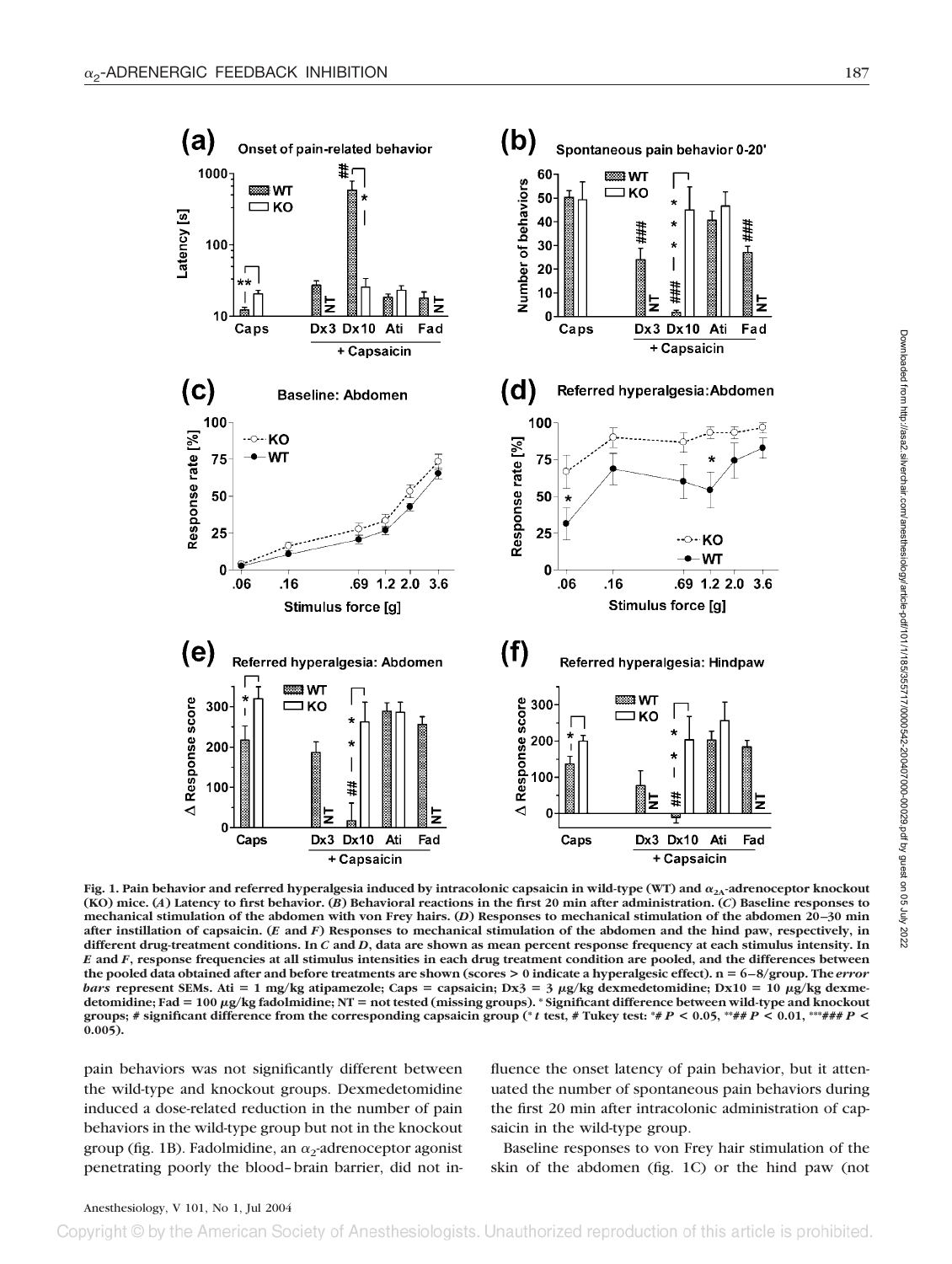Fig. 1. Pain behavior and referred hyperalgesia induced by intracolonic capsaicin in wild-type (WT) and $\alpha_{2A}$-adrenoceptor knockout (KO) mice. (*A*) Latency to first behavior. (*B*) Behavioral reactions in the first 20 min after administration. (*C*) Baseline responses to mechanical stimulation of the abdomen with von Frey hairs. (*D*) Responses to mechanical stimulation of the abdomen 20–30 min after instillation of capsaicin. (*E* and *F*) Responses to mechanical stimulation of the abdomen and the hind paw, respectively, in different drug-treatment conditions. In *C* and *D*, data are shown as mean percent response frequency at each stimulus intensity. In *E* and *F*, response frequencies at all stimulus intensities in each drug treatment condition are pooled, and the differences between the pooled data obtained after and before treatments are shown (scores > 0 indicate a hyperalgesic effect). n = 6–8/group. The *error bars* represent SEMs. Ati = 1 mg/kg atipamezole; Caps = capsaicin; Dx3 = 3 μg/kg dexmedetomidine; Dx10 = 10 μg/kg dexmedetomidine; Fad = 100 μg/kg fadolmidine; NT = not tested (missing groups). * Significant difference between wild-type and knockout groups; # significant difference from the corresponding capsaicin group (* *t* test, # Tukey test: *# $P < 0.05$, **## $P < 0.01$, ***### $P < 0.005$).

pain behaviors was not significantly different between the wild-type and knockout groups. Dexmedetomidine induced a dose-related reduction in the number of pain behaviors in the wild-type group but not in the knockout group (fig. 1B). Fadolmidine, an $\alpha_2$-adrenoceptor agonist penetrating poorly the blood–brain barrier, did not influence the onset latency of pain behavior, but it attenuated the number of spontaneous pain behaviors during the first 20 min after intracolonic administration of capsaicin in the wild-type group.

Baseline responses to von Frey hair stimulation of the skin of the abdomen (fig. 1C) or the hind paw (not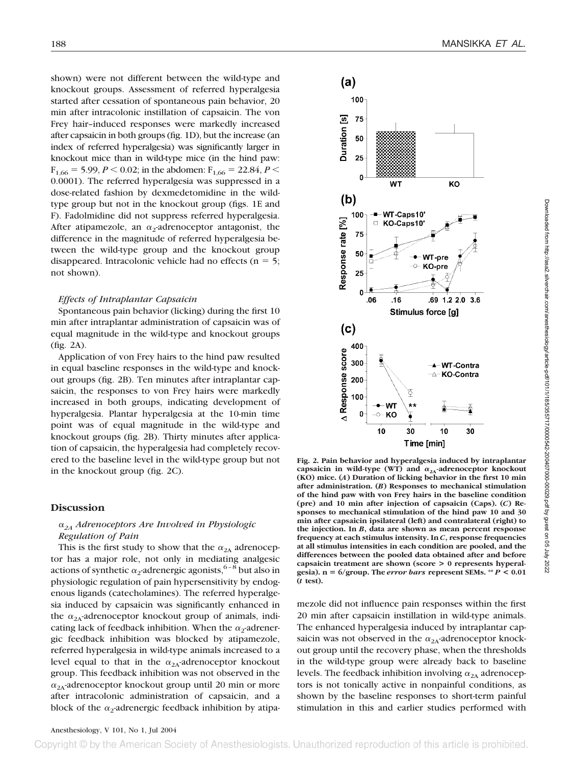shown) were not different between the wild-type and knockout groups. Assessment of referred hyperalgesia started after cessation of spontaneous pain behavior, 20 min after intracolonic instillation of capsaicin. The von Frey hair–induced responses were markedly increased after capsaicin in both groups (fig. 1D), but the increase (an index of referred hyperalgesia) was significantly larger in knockout mice than in wild-type mice (in the hind paw: $F_{1,66} = 5.99$, $P < 0.02$; in the abdomen: $F_{1,66} = 22.84$, $P < 0.0001$). The referred hyperalgesia was suppressed in a dose-related fashion by dexmedetomidine in the wild-type group but not in the knockout group (figs. 1E and F). Fadolmidine did not suppress referred hyperalgesia. After atipamezole, an $\alpha_2$-adrenoceptor antagonist, the difference in the magnitude of referred hyperalgesia between the wild-type group and the knockout group disappeared. Intracolonic vehicle had no effects (n = 5; not shown).

### *Effects of Intraplantar Capsaicin*

Spontaneous pain behavior (licking) during the first 10 min after intraplantar administration of capsaicin was of equal magnitude in the wild-type and knockout groups (fig. 2A).

Application of von Frey hairs to the hind paw resulted in equal baseline responses in the wild-type and knockout groups (fig. 2B). Ten minutes after intraplantar capsaicin, the responses to von Frey hairs were markedly increased in both groups, indicating development of hyperalgesia. Plantar hyperalgesia at the 10-min time point was of equal magnitude in the wild-type and knockout groups (fig. 2B). Thirty minutes after application of capsaicin, the hyperalgesia had completely recovered to the baseline level in the wild-type group but not in the knockout group (fig. 2C).

**Fig. 2. Pain behavior and hyperalgesia induced by intraplantar capsaicin in wild-type (WT) and $\alpha_{2A}$-adrenoceptor knockout (KO) mice. (*A*) Duration of licking behavior in the first 10 min after administration. (*B*) Responses to mechanical stimulation of the hind paw with von Frey hairs in the baseline condition (pre) and 10 min after injection of capsaicin (Caps). (*C*) Responses to mechanical stimulation of the hind paw 10 and 30 min after capsaicin ipsilateral (left) and contralateral (right) to the injection. In *B*, data are shown as mean percent response frequency at each stimulus intensity. In *C*, response frequencies at all stimulus intensities in each condition are pooled, and the differences between the pooled data obtained after and before capsaicin treatment are shown (score > 0 represents hyperalgesia). n = 6/group. The *error bars* represent SEMs. ** $P < 0.01$ (*t* test).**

## Discussion

### *$\alpha_{2A}$ Adrenoceptors Are Involved in Physiologic Regulation of Pain*

This is the first study to show that the $\alpha_{2A}$ adrenoceptor has a major role, not only in mediating analgesic actions of synthetic $\alpha_2$-adrenergic agonists,[6–8] but also in physiologic regulation of pain hypersensitivity by endogenous ligands (catecholamines). The referred hyperalgesia induced by capsaicin was significantly enhanced in the $\alpha_{2A}$-adrenoceptor knockout group of animals, indicating lack of feedback inhibition. When the $\alpha_2$-adrenergic feedback inhibition was blocked by atipamezole, referred hyperalgesia in wild-type animals increased to a level equal to that in the $\alpha_{2A}$-adrenoceptor knockout group. This feedback inhibition was not observed in the $\alpha_{2A}$-adrenoceptor knockout group until 20 min or more after intracolonic administration of capsaicin, and a block of the $\alpha_2$-adrenergic feedback inhibition by atipamezole did not influence pain responses within the first 20 min after capsaicin instillation in wild-type animals. The enhanced hyperalgesia induced by intraplantar capsaicin was not observed in the $\alpha_{2A}$-adrenoceptor knockout group until the recovery phase, when the thresholds in the wild-type group were already back to baseline levels. The feedback inhibition involving $\alpha_{2A}$ adrenoceptors is not tonically active in nonpainful conditions, as shown by the baseline responses to short-term painful stimulation in this and earlier studies performed with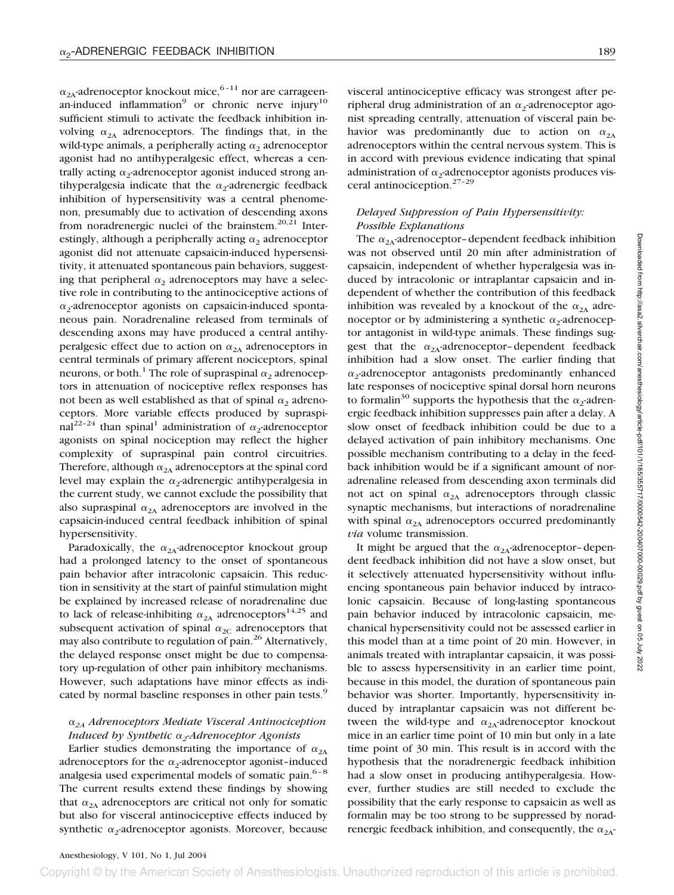$\alpha_{2A}$-adrenoceptor knockout mice,[6–11] nor are carrageenan-induced inflammation[9] or chronic nerve injury[10] sufficient stimuli to activate the feedback inhibition involving $\alpha_{2A}$ adrenoceptors. The findings that, in the wild-type animals, a peripherally acting $\alpha_2$ adrenoceptor agonist had no antihyperalgesic effect, whereas a centrally acting $\alpha_2$-adrenoceptor agonist induced strong antihyperalgesia indicate that the $\alpha_2$-adrenergic feedback inhibition of hypersensitivity was a central phenomenon, presumably due to activation of descending axons from noradrenergic nuclei of the brainstem.[20,21] Interestingly, although a peripherally acting $\alpha_2$ adrenoceptor agonist did not attenuate capsaicin-induced hypersensitivity, it attenuated spontaneous pain behaviors, suggesting that peripheral $\alpha_2$ adrenoceptors may have a selective role in contributing to the antinociceptive actions of $\alpha_2$-adrenoceptor agonists on capsaicin-induced spontaneous pain. Noradrenaline released from terminals of descending axons may have produced a central antihyperalgesic effect due to action on $\alpha_{2A}$ adrenoceptors in central terminals of primary afferent nociceptors, spinal neurons, or both.[1] The role of supraspinal $\alpha_2$ adrenoceptors in attenuation of nociceptive reflex responses has not been as well established as that of spinal $\alpha_2$ adrenoceptors. More variable effects produced by supraspinal[22–24] than spinal[1] administration of $\alpha_2$-adrenoceptor agonists on spinal nociception may reflect the higher complexity of supraspinal pain control circuitries. Therefore, although $\alpha_{2A}$ adrenoceptors at the spinal cord level may explain the $\alpha_2$-adrenergic antihyperalgesia in the current study, we cannot exclude the possibility that also supraspinal $\alpha_{2A}$ adrenoceptors are involved in the capsaicin-induced central feedback inhibition of spinal hypersensitivity.

Paradoxically, the $\alpha_{2A}$-adrenoceptor knockout group had a prolonged latency to the onset of spontaneous pain behavior after intracolonic capsaicin. This reduction in sensitivity at the start of painful stimulation might be explained by increased release of noradrenaline due to lack of release-inhibiting $\alpha_{2A}$ adrenoceptors[14,25] and subsequent activation of spinal $\alpha_{2C}$ adrenoceptors that may also contribute to regulation of pain.[26] Alternatively, the delayed response onset might be due to compensatory up-regulation of other pain inhibitory mechanisms. However, such adaptations have minor effects as indicated by normal baseline responses in other pain tests.[9]

### *$\alpha_{2A}$ Adrenoceptors Mediate Visceral Antinociception Induced by Synthetic $\alpha_2$-Adrenoceptor Agonists*

Earlier studies demonstrating the importance of $\alpha_{2A}$ adrenoceptors for the $\alpha_2$-adrenoceptor agonist–induced analgesia used experimental models of somatic pain.[6–8] The current results extend these findings by showing that $\alpha_{2A}$ adrenoceptors are critical not only for somatic but also for visceral antinociceptive effects induced by synthetic $\alpha_2$-adrenoceptor agonists. Moreover, because visceral antinociceptive efficacy was strongest after peripheral drug administration of an $\alpha_2$-adrenoceptor agonist spreading centrally, attenuation of visceral pain behavior was predominantly due to action on $\alpha_{2A}$ adrenoceptors within the central nervous system. This is in accord with previous evidence indicating that spinal administration of $\alpha_2$-adrenoceptor agonists produces visceral antinociception.[27–29]

### *Delayed Suppression of Pain Hypersensitivity: Possible Explanations*

The $\alpha_{2A}$-adrenoceptor–dependent feedback inhibition was not observed until 20 min after administration of capsaicin, independent of whether hyperalgesia was induced by intracolonic or intraplantar capsaicin and independent of whether the contribution of this feedback inhibition was revealed by a knockout of the $\alpha_{2A}$ adrenoceptor or by administering a synthetic $\alpha_2$-adrenoceptor antagonist in wild-type animals. These findings suggest that the $\alpha_{2A}$-adrenoceptor–dependent feedback inhibition had a slow onset. The earlier finding that $\alpha_2$-adrenoceptor antagonists predominantly enhanced late responses of nociceptive spinal dorsal horn neurons to formalin[30] supports the hypothesis that the $\alpha_2$-adrenergic feedback inhibition suppresses pain after a delay. A slow onset of feedback inhibition could be due to a delayed activation of pain inhibitory mechanisms. One possible mechanism contributing to a delay in the feedback inhibition would be if a significant amount of noradrenaline released from descending axon terminals did not act on spinal $\alpha_{2A}$ adrenoceptors through classic synaptic mechanisms, but interactions of noradrenaline with spinal $\alpha_{2A}$ adrenoceptors occurred predominantly *via* volume transmission.

It might be argued that the $\alpha_{2A}$-adrenoceptor–dependent feedback inhibition did not have a slow onset, but it selectively attenuated hypersensitivity without influencing spontaneous pain behavior induced by intracolonic capsaicin. Because of long-lasting spontaneous pain behavior induced by intracolonic capsaicin, mechanical hypersensitivity could not be assessed earlier in this model than at a time point of 20 min. However, in animals treated with intraplantar capsaicin, it was possible to assess hypersensitivity in an earlier time point, because in this model, the duration of spontaneous pain behavior was shorter. Importantly, hypersensitivity induced by intraplantar capsaicin was not different between the wild-type and $\alpha_{2A}$-adrenoceptor knockout mice in an earlier time point of 10 min but only in a late time point of 30 min. This result is in accord with the hypothesis that the noradrenergic feedback inhibition had a slow onset in producing antihyperalgesia. However, further studies are still needed to exclude the possibility that the early response to capsaicin as well as formalin may be too strong to be suppressed by noradrenergic feedback inhibition, and consequently, the $\alpha_{2A}$-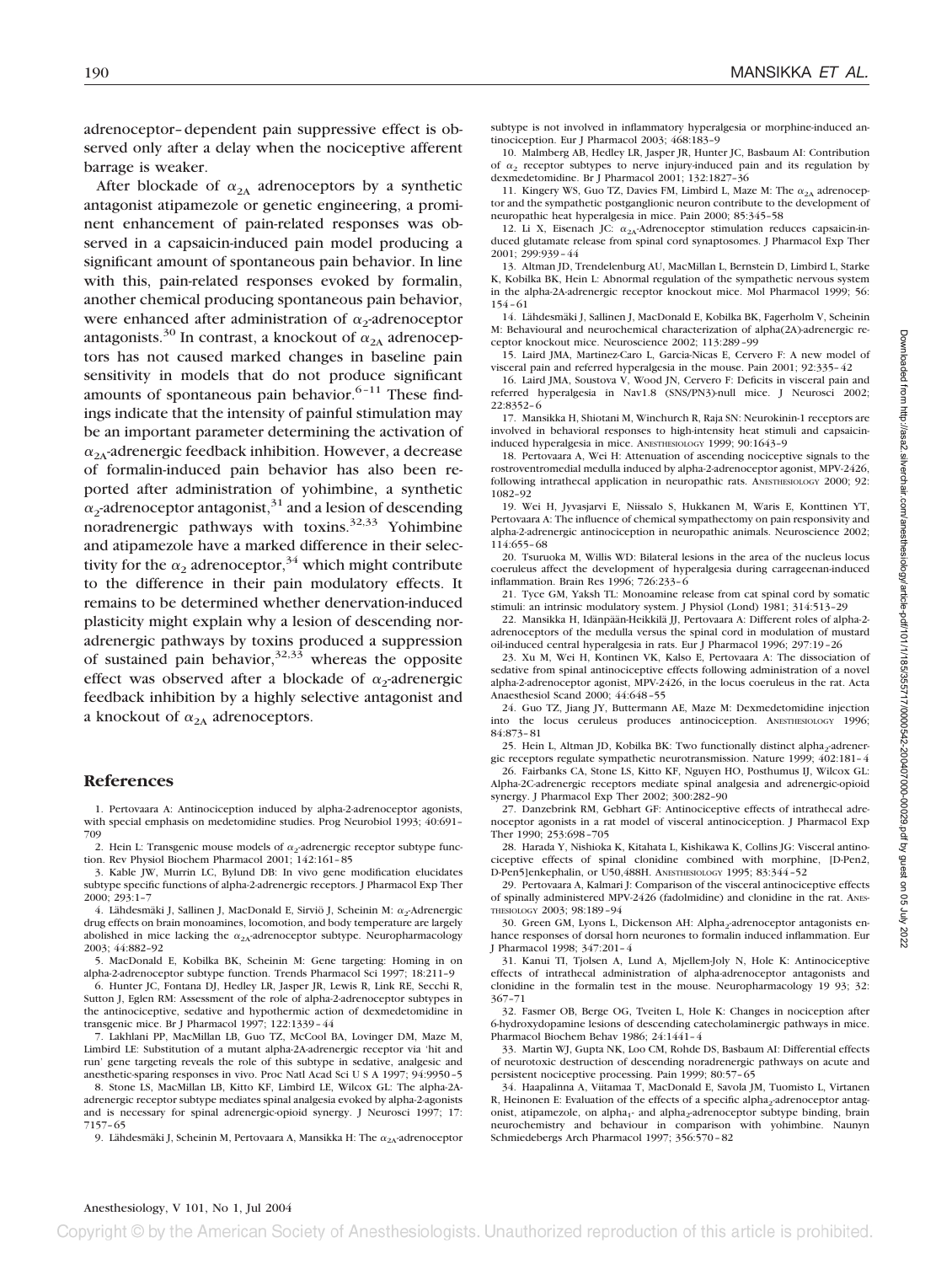adrenoceptor–dependent pain suppressive effect is observed only after a delay when the nociceptive afferent barrage is weaker.

After blockade of $\alpha_{2A}$ adrenoceptors by a synthetic antagonist atipamezole or genetic engineering, a prominent enhancement of pain-related responses was observed in a capsaicin-induced pain model producing a significant amount of spontaneous pain behavior. In line with this, pain-related responses evoked by formalin, another chemical producing spontaneous pain behavior, were enhanced after administration of $\alpha_2$-adrenoceptor antagonists.[30] In contrast, a knockout of $\alpha_{2A}$ adrenoceptors has not caused marked changes in baseline pain sensitivity in models that do not produce significant amounts of spontaneous pain behavior.[6–11] These findings indicate that the intensity of painful stimulation may be an important parameter determining the activation of $\alpha_{2A}$-adrenergic feedback inhibition. However, a decrease of formalin-induced pain behavior has also been reported after administration of yohimbine, a synthetic $\alpha_2$-adrenoceptor antagonist,[31] and a lesion of descending noradrenergic pathways with toxins.[32,33] Yohimbine and atipamezole have a marked difference in their selectivity for the $\alpha_2$ adrenoceptor,[34] which might contribute to the difference in their pain modulatory effects. It remains to be determined whether denervation-induced plasticity might explain why a lesion of descending noradrenergic pathways by toxins produced a suppression of sustained pain behavior,[32,33] whereas the opposite effect was observed after a blockade of $\alpha_2$-adrenergic feedback inhibition by a highly selective antagonist and a knockout of $\alpha_{2A}$ adrenoceptors.

## References

1. Pertovaara A: Antinociception induced by alpha-2-adrenoceptor agonists, with special emphasis on medetomidine studies. Prog Neurobiol 1993; 40:691–709
2. Hein L: Transgenic mouse models of $\alpha_2$-adrenergic receptor subtype function. Rev Physiol Biochem Pharmacol 2001; 142:161–85
3. Kable JW, Murrin LC, Bylund DB: In vivo gene modification elucidates subtype specific functions of alpha-2-adrenergic receptors. J Pharmacol Exp Ther 2000; 293:1–7
4. Lähdesmäki J, Sallinen J, MacDonald E, Sirviö J, Scheinin M: $\alpha_2$-Adrenergic drug effects on brain monoamines, locomotion, and body temperature are largely abolished in mice lacking the $\alpha_{2A}$-adrenoceptor subtype. Neuropharmacology 2003; 44:882–92
5. MacDonald E, Kobilka BK, Scheinin M: Gene targeting: Homing in on alpha-2-adrenoceptor subtype function. Trends Pharmacol Sci 1997; 18:211–9
6. Hunter JC, Fontana DJ, Hedley LR, Jasper JR, Lewis R, Link RE, Secchi R, Sutton J, Eglen RM: Assessment of the role of alpha-2-adrenoceptor subtypes in the antinociceptive, sedative and hypothermic action of dexmedetomidine in transgenic mice. Br J Pharmacol 1997; 122:1339–44
7. Lakhlani PP, MacMillan LB, Guo TZ, McCool BA, Lovinger DM, Maze M, Limbird LE: Substitution of a mutant alpha-2A-adrenergic receptor via 'hit and run' gene targeting reveals the role of this subtype in sedative, analgesic and anesthetic-sparing responses in vivo. Proc Natl Acad Sci U S A 1997; 94:9950–5
8. Stone LS, MacMillan LB, Kitto KF, Limbird LE, Wilcox GL: The alpha-2A-adrenergic receptor subtype mediates spinal analgesia evoked by alpha-2-agonists and is necessary for spinal adrenergic-opioid synergy. J Neurosci 1997; 17:7157–65
9. Lähdesmäki J, Scheinin M, Pertovaara A, Mansikka H: The $\alpha_{2A}$-adrenoceptor subtype is not involved in inflammatory hyperalgesia or morphine-induced antinociception. Eur J Pharmacol 2003; 468:183–9
10. Malmberg AB, Hedley LR, Jasper JR, Hunter JC, Basbaum AI: Contribution of $\alpha_2$ receptor subtypes to nerve injury-induced pain and its regulation by dexmedetomidine. Br J Pharmacol 2001; 132:1827–36
11. Kingery WS, Guo TZ, Davies FM, Limbird L, Maze M: The $\alpha_{2A}$ adrenoceptor and the sympathetic postganglionic neuron contribute to the development of neuropathic heat hyperalgesia in mice. Pain 2000; 85:345–58
12. Li X, Eisenach JC: $\alpha_{2A}$-Adrenoceptor stimulation reduces capsaicin-induced glutamate release from spinal cord synaptosomes. J Pharmacol Exp Ther 2001; 299:939–44
13. Altman JD, Trendelenburg AU, MacMillan L, Bernstein D, Limbird L, Starke K, Kobilka BK, Hein L: Abnormal regulation of the sympathetic nervous system in the alpha-2A-adrenergic receptor knockout mice. Mol Pharmacol 1999; 56:154–61
14. Lähdesmäki J, Sallinen J, MacDonald E, Kobilka BK, Fagerholm V, Scheinin M: Behavioural and neurochemical characterization of alpha(2A)-adrenergic receptor knockout mice. Neuroscience 2002; 113:289–99
15. Laird JMA, Martinez-Caro L, Garcia-Nicas E, Cervero F: A new model of visceral pain and referred hyperalgesia in the mouse. Pain 2001; 92:335–42
16. Laird JMA, Soustova V, Wood JN, Cervero F: Deficits in visceral pain and referred hyperalgesia in Nav1.8 (SNS/PN3)-null mice. J Neurosci 2002; 22:8352–6
17. Mansikka H, Shiotani M, Winchurch R, Raja SN: Neurokinin-1 receptors are involved in behavioral responses to high-intensity heat stimuli and capsaicin-induced hyperalgesia in mice. Anesthesiology 1999; 90:1643–9
18. Pertovaara A, Wei H: Attenuation of ascending nociceptive signals to the rostroventromedial medulla induced by alpha-2-adrenoceptor agonist, MPV-2426, following intrathecal application in neuropathic rats. Anesthesiology 2000; 92:1082–92
19. Wei H, Jyvasjarvi E, Niissalo S, Hukkanen M, Waris E, Konttinen YT, Pertovaara A: The influence of chemical sympathectomy on pain responsivity and alpha-2-adrenergic antinociception in neuropathic animals. Neuroscience 2002; 114:655–68
20. Tsuruoka M, Willis WD: Bilateral lesions in the area of the nucleus locus coeruleus affect the development of hyperalgesia during carrageenan-induced inflammation. Brain Res 1996; 726:233–6
21. Tyce GM, Yaksh TL: Monoamine release from cat spinal cord by somatic stimuli: an intrinsic modulatory system. J Physiol (Lond) 1981; 314:513–29
22. Mansikka H, Idänpään-Heikkilä JJ, Pertovaara A: Different roles of alpha-2-adrenoceptors of the medulla versus the spinal cord in modulation of mustard oil-induced central hyperalgesia in rats. Eur J Pharmacol 1996; 297:19–26
23. Xu M, Wei H, Kontinen VK, Kalso E, Pertovaara A: The dissociation of sedative from spinal antinociceptive effects following administration of a novel alpha-2-adrenoceptor agonist, MPV-2426, in the locus coeruleus in the rat. Acta Anaesthesiol Scand 2000; 44:648–55
24. Guo TZ, Jiang JY, Buttermann AE, Maze M: Dexmedetomidine injection into the locus ceruleus produces antinociception. Anesthesiology 1996; 84:873–81
25. Hein L, Altman JD, Kobilka BK: Two functionally distinct alpha$_2$-adrenergic receptors regulate sympathetic neurotransmission. Nature 1999; 402:181–4
26. Fairbanks CA, Stone LS, Kitto KF, Nguyen HO, Posthumus IJ, Wilcox GL: Alpha-2C-adrenergic receptors mediate spinal analgesia and adrenergic-opioid synergy. J Pharmacol Exp Ther 2002; 300:282–90
27. Danzebrink RM, Gebhart GF: Antinociceptive effects of intrathecal adrenoceptor agonists in a rat model of visceral antinociception. J Pharmacol Exp Ther 1990; 253:698–705
28. Harada Y, Nishioka K, Kitahata L, Kishikawa K, Collins JG: Visceral antinociceptive effects of spinal clonidine combined with morphine, [D-Pen2, D-Pen5]enkephalin, or U50,488H. Anesthesiology 1995; 83:344–52
29. Pertovaara A, Kalmari J: Comparison of the visceral antinociceptive effects of spinally administered MPV-2426 (fadolmidine) and clonidine in the rat. Anesthesiology 2003; 98:189–94
30. Green GM, Lyons L, Dickenson AH: Alpha$_2$-adrenoceptor antagonists enhance responses of dorsal horn neurones to formalin induced inflammation. Eur J Pharmacol 1998; 347:201–4
31. Kanui TI, Tjolsen A, Lund A, Mjellem-Joly N, Hole K: Antinociceptive effects of intrathecal administration of alpha-adrenoceptor antagonists and clonidine in the formalin test in the mouse. Neuropharmacology 19 93; 32:367–71
32. Fasmer OB, Berge OG, Tveiten L, Hole K: Changes in nociception after 6-hydroxydopamine lesions of descending catecholaminergic pathways in mice. Pharmacol Biochem Behav 1986; 24:1441–4
33. Martin WJ, Gupta NK, Loo CM, Rohde DS, Basbaum AI: Differential effects of neurotoxic destruction of descending noradrenergic pathways on acute and persistent nociceptive processing. Pain 1999; 80:57–65
34. Haapalinna A, Viitamaa T, MacDonald E, Savola JM, Tuomisto L, Virtanen R, Heinonen E: Evaluation of the effects of a specific alpha$_2$-adrenoceptor antagonist, atipamezole, on alpha$_1$- and alpha$_2$-adrenoceptor subtype binding, brain neurochemistry and behaviour in comparison with yohimbine. Naunyn Schmiedebergs Arch Pharmacol 1997; 356:570–82